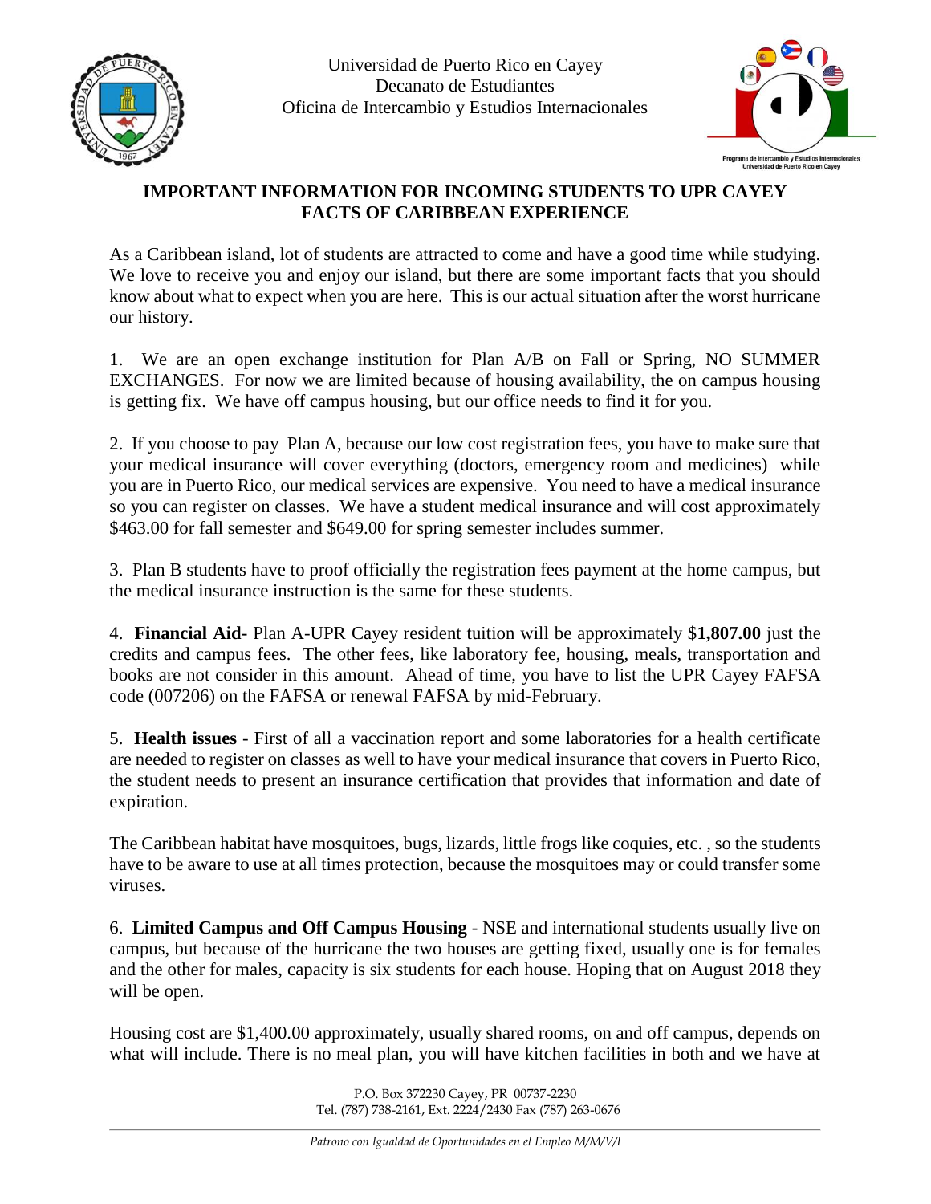Universidad de Puerto Rico en Cayey
Decanato de Estudiantes
Oficina de Intercambio y Estudios Internacionales

**IMPORTANT INFORMATION FOR INCOMING STUDENTS TO UPR CAYEY**
**FACTS OF CARIBBEAN EXPERIENCE**

As a Caribbean island, lot of students are attracted to come and have a good time while studying. We love to receive you and enjoy our island, but there are some important facts that you should know about what to expect when you are here. This is our actual situation after the worst hurricane our history.

1. We are an open exchange institution for Plan A/B on Fall or Spring, NO SUMMER EXCHANGES. For now we are limited because of housing availability, the on campus housing is getting fix. We have off campus housing, but our office needs to find it for you.

2. If you choose to pay Plan A, because our low cost registration fees, you have to make sure that your medical insurance will cover everything (doctors, emergency room and medicines) while you are in Puerto Rico, our medical services are expensive. You need to have a medical insurance so you can register on classes. We have a student medical insurance and will cost approximately $463.00 for fall semester and $649.00 for spring semester includes summer.

3. Plan B students have to proof officially the registration fees payment at the home campus, but the medical insurance instruction is the same for these students.

4. **Financial Aid**- Plan A-UPR Cayey resident tuition will be approximately $**1,807.00** just the credits and campus fees. The other fees, like laboratory fee, housing, meals, transportation and books are not consider in this amount. Ahead of time, you have to list the UPR Cayey FAFSA code (007206) on the FAFSA or renewal FAFSA by mid-February.

5. **Health issues** - First of all a vaccination report and some laboratories for a health certificate are needed to register on classes as well to have your medical insurance that covers in Puerto Rico, the student needs to present an insurance certification that provides that information and date of expiration.

The Caribbean habitat have mosquitoes, bugs, lizards, little frogs like coquies, etc. , so the students have to be aware to use at all times protection, because the mosquitoes may or could transfer some viruses.

6. **Limited Campus and Off Campus Housing** - NSE and international students usually live on campus, but because of the hurricane the two houses are getting fixed, usually one is for females and the other for males, capacity is six students for each house. Hoping that on August 2018 they will be open.

Housing cost are $1,400.00 approximately, usually shared rooms, on and off campus, depends on what will include. There is no meal plan, you will have kitchen facilities in both and we have at

P.O. Box 372230 Cayey, PR 00737-2230
Tel. (787) 738-2161, Ext. 2224/2430 Fax (787) 263-0676

*Patrono con Igualdad de Oportunidades en el Empleo M/M/V/I*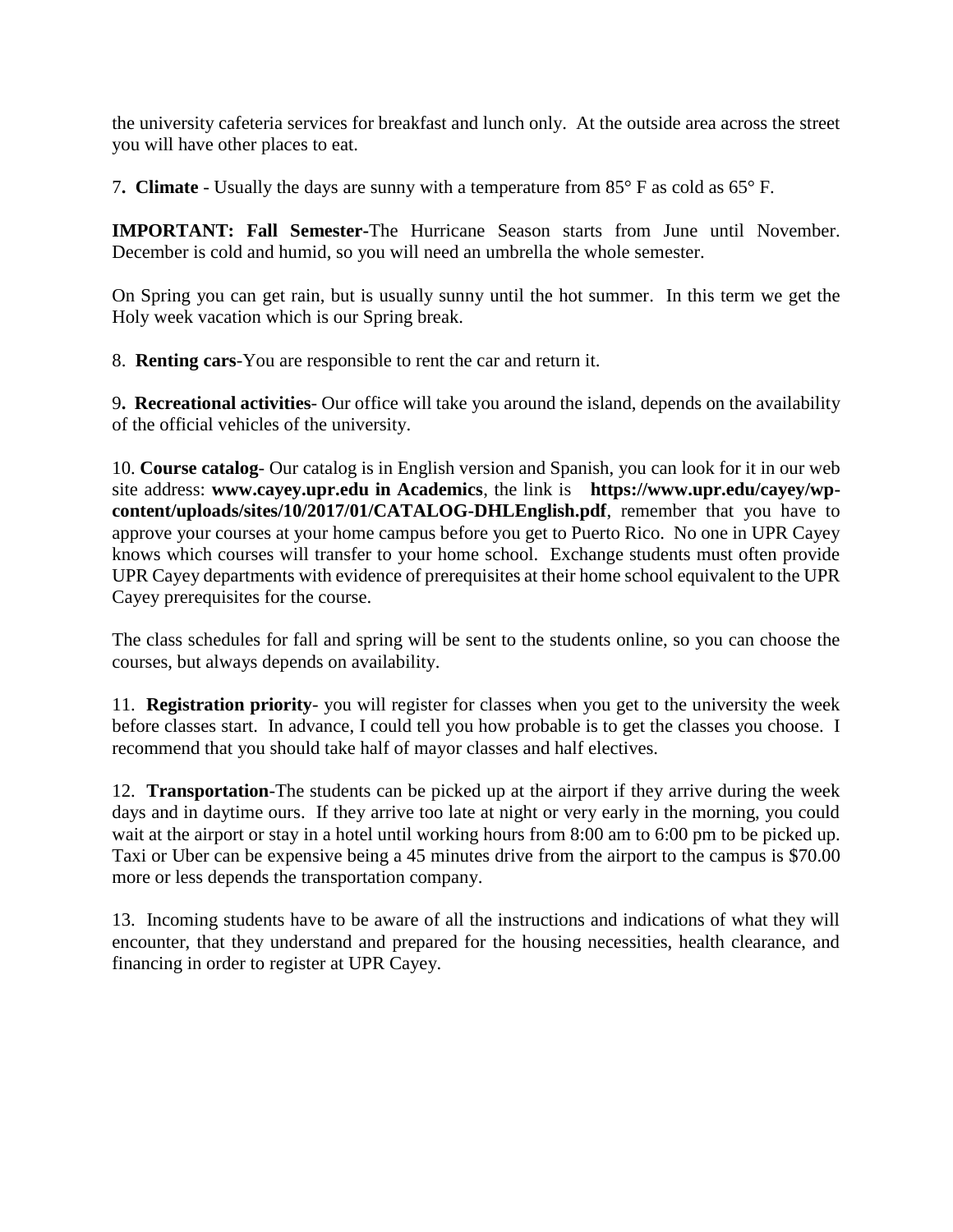the university cafeteria services for breakfast and lunch only. At the outside area across the street you will have other places to eat.

7. **Climate** - Usually the days are sunny with a temperature from 85° F as cold as 65° F.

**IMPORTANT: Fall Semester**-The Hurricane Season starts from June until November. December is cold and humid, so you will need an umbrella the whole semester.

On Spring you can get rain, but is usually sunny until the hot summer. In this term we get the Holy week vacation which is our Spring break.

8. **Renting cars**-You are responsible to rent the car and return it.

9. **Recreational activities**- Our office will take you around the island, depends on the availability of the official vehicles of the university.

10. **Course catalog**- Our catalog is in English version and Spanish, you can look for it in our web site address: **www.cayey.upr.edu in Academics**, the link is **https://www.upr.edu/cayey/wp-content/uploads/sites/10/2017/01/CATALOG-DHLEnglish.pdf**, remember that you have to approve your courses at your home campus before you get to Puerto Rico. No one in UPR Cayey knows which courses will transfer to your home school. Exchange students must often provide UPR Cayey departments with evidence of prerequisites at their home school equivalent to the UPR Cayey prerequisites for the course.

The class schedules for fall and spring will be sent to the students online, so you can choose the courses, but always depends on availability.

11. **Registration priority**- you will register for classes when you get to the university the week before classes start. In advance, I could tell you how probable is to get the classes you choose. I recommend that you should take half of mayor classes and half electives.

12. **Transportation**-The students can be picked up at the airport if they arrive during the week days and in daytime ours. If they arrive too late at night or very early in the morning, you could wait at the airport or stay in a hotel until working hours from 8:00 am to 6:00 pm to be picked up. Taxi or Uber can be expensive being a 45 minutes drive from the airport to the campus is $70.00 more or less depends the transportation company.

13. Incoming students have to be aware of all the instructions and indications of what they will encounter, that they understand and prepared for the housing necessities, health clearance, and financing in order to register at UPR Cayey.